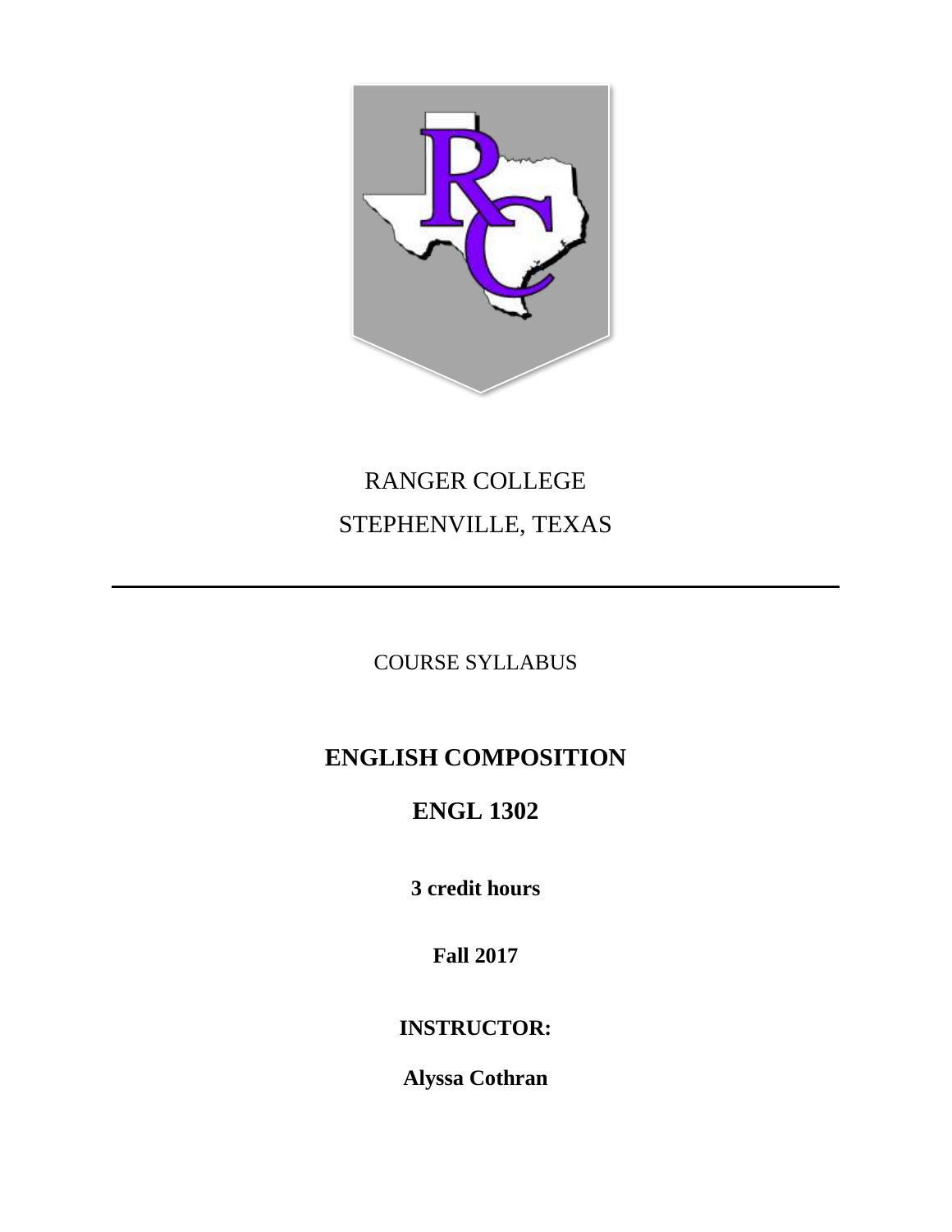RANGER COLLEGE

STEPHENVILLE, TEXAS

---

COURSE SYLLABUS

# ENGLISH COMPOSITION

## ENGL 1302

**3 credit hours**

**Fall 2017**

**INSTRUCTOR:**

**Alyssa Cothran**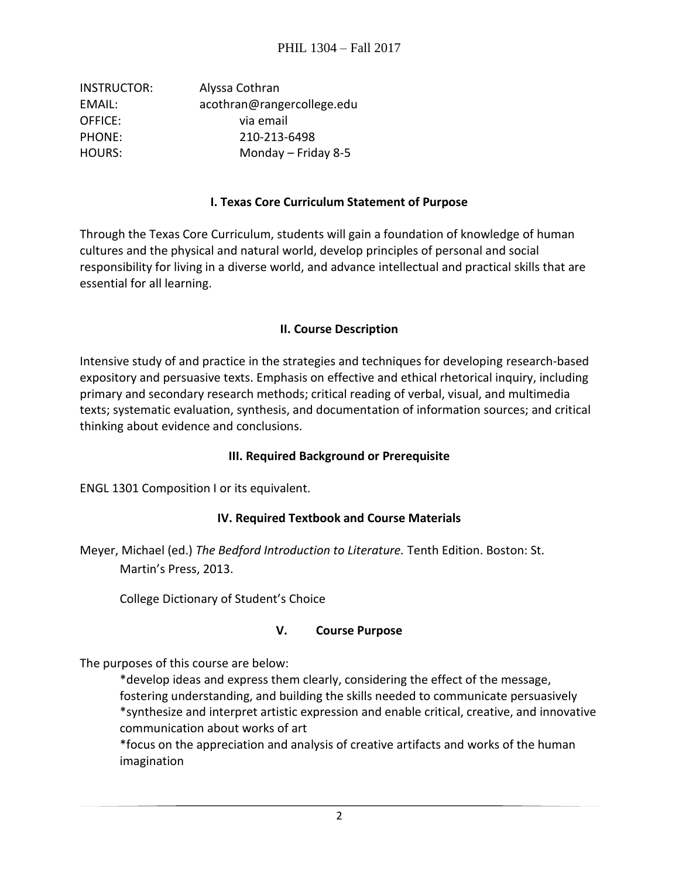PHIL 1304 – Fall 2017

| | |
|---|---|
| INSTRUCTOR: | Alyssa Cothran |
| EMAIL: | acothran@rangercollege.edu |
| OFFICE: | via email |
| PHONE: | 210-213-6498 |
| HOURS: | Monday – Friday 8-5 |

## I. Texas Core Curriculum Statement of Purpose

Through the Texas Core Curriculum, students will gain a foundation of knowledge of human cultures and the physical and natural world, develop principles of personal and social responsibility for living in a diverse world, and advance intellectual and practical skills that are essential for all learning.

## II. Course Description

Intensive study of and practice in the strategies and techniques for developing research-based expository and persuasive texts. Emphasis on effective and ethical rhetorical inquiry, including primary and secondary research methods; critical reading of verbal, visual, and multimedia texts; systematic evaluation, synthesis, and documentation of information sources; and critical thinking about evidence and conclusions.

## III. Required Background or Prerequisite

ENGL 1301 Composition I or its equivalent.

## IV. Required Textbook and Course Materials

Meyer, Michael (ed.) *The Bedford Introduction to Literature.* Tenth Edition. Boston: St. Martin's Press, 2013.

College Dictionary of Student's Choice

## V. Course Purpose

The purposes of this course are below:

*develop ideas and express them clearly, considering the effect of the message, fostering understanding, and building the skills needed to communicate persuasively

*synthesize and interpret artistic expression and enable critical, creative, and innovative communication about works of art

*focus on the appreciation and analysis of creative artifacts and works of the human imagination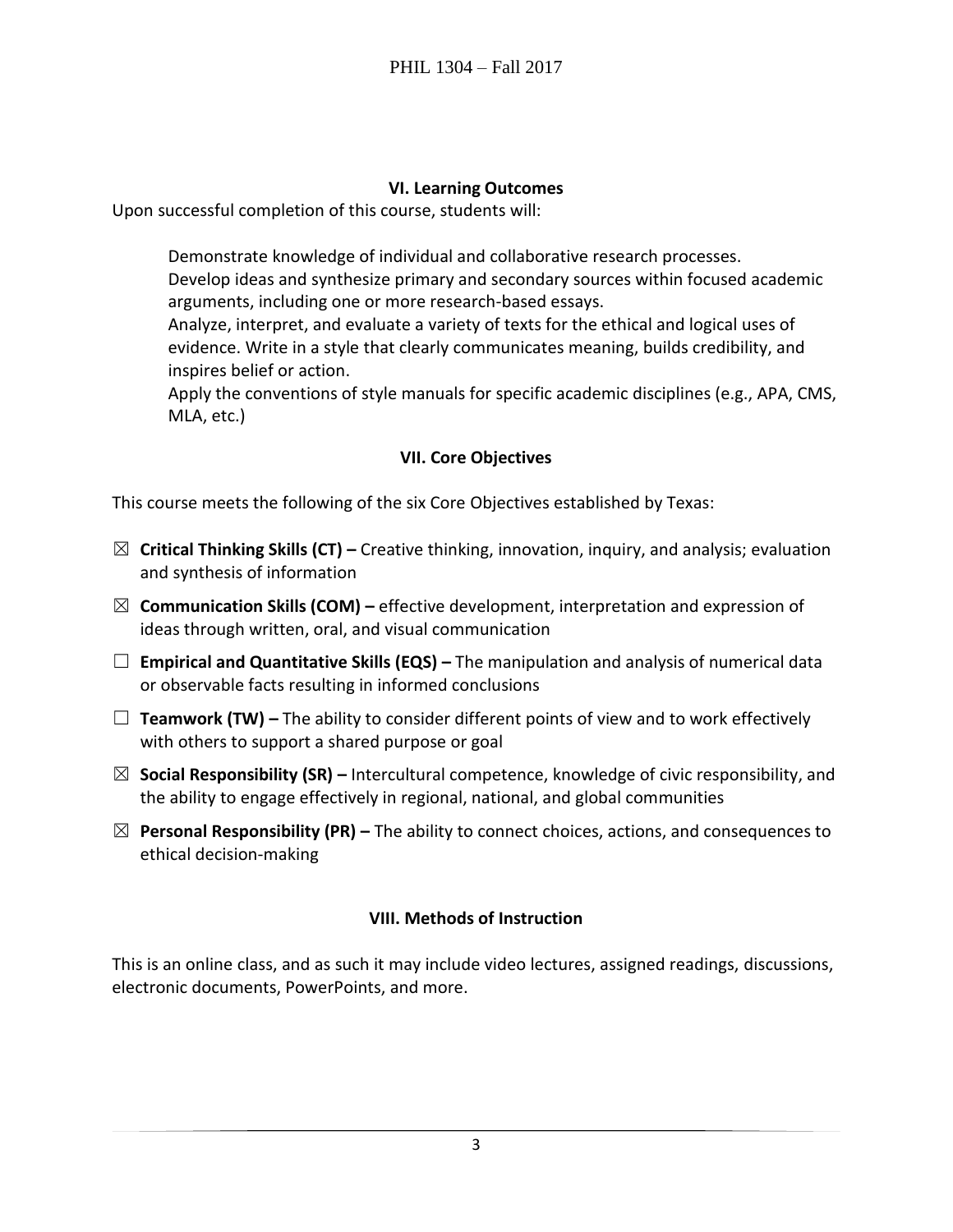## VI. Learning Outcomes

Upon successful completion of this course, students will:

Demonstrate knowledge of individual and collaborative research processes.
Develop ideas and synthesize primary and secondary sources within focused academic arguments, including one or more research-based essays.
Analyze, interpret, and evaluate a variety of texts for the ethical and logical uses of evidence. Write in a style that clearly communicates meaning, builds credibility, and inspires belief or action.
Apply the conventions of style manuals for specific academic disciplines (e.g., APA, CMS, MLA, etc.)

## VII. Core Objectives

This course meets the following of the six Core Objectives established by Texas:

- ☒ **Critical Thinking Skills (CT) –** Creative thinking, innovation, inquiry, and analysis; evaluation and synthesis of information
- ☒ **Communication Skills (COM) –** effective development, interpretation and expression of ideas through written, oral, and visual communication
- ☐ **Empirical and Quantitative Skills (EQS) –** The manipulation and analysis of numerical data or observable facts resulting in informed conclusions
- ☐ **Teamwork (TW) –** The ability to consider different points of view and to work effectively with others to support a shared purpose or goal
- ☒ **Social Responsibility (SR) –** Intercultural competence, knowledge of civic responsibility, and the ability to engage effectively in regional, national, and global communities
- ☒ **Personal Responsibility (PR) –** The ability to connect choices, actions, and consequences to ethical decision-making

## VIII. Methods of Instruction

This is an online class, and as such it may include video lectures, assigned readings, discussions, electronic documents, PowerPoints, and more.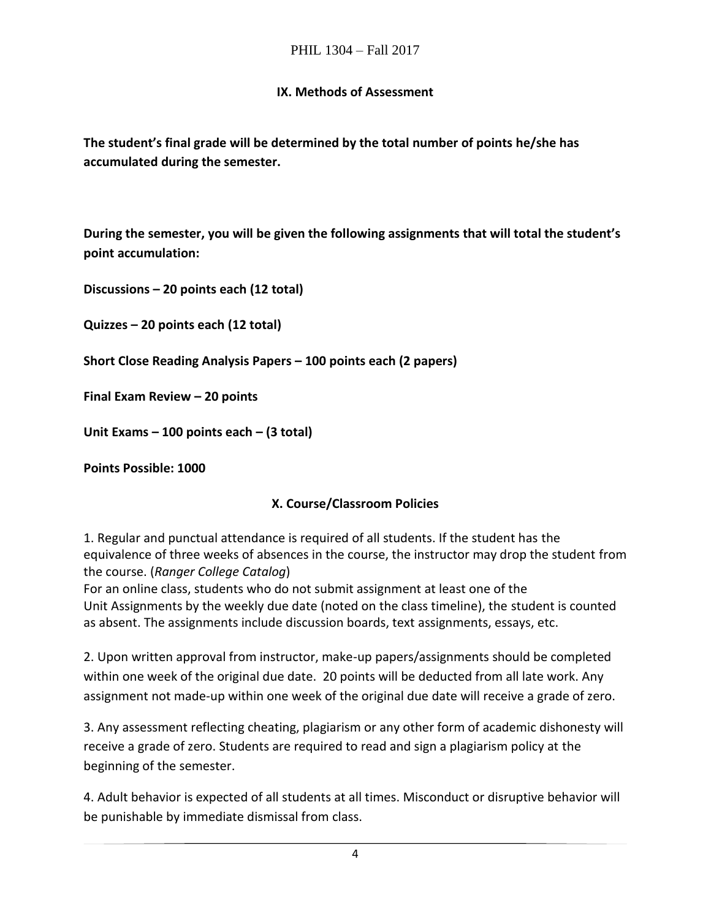## IX. Methods of Assessment

**The student's final grade will be determined by the total number of points he/she has accumulated during the semester.**

**During the semester, you will be given the following assignments that will total the student's point accumulation:**

**Discussions – 20 points each (12 total)**

**Quizzes – 20 points each (12 total)**

**Short Close Reading Analysis Papers – 100 points each (2 papers)**

**Final Exam Review – 20 points**

**Unit Exams – 100 points each – (3 total)**

**Points Possible: 1000**

## X. Course/Classroom Policies

1. Regular and punctual attendance is required of all students. If the student has the equivalence of three weeks of absences in the course, the instructor may drop the student from the course. (*Ranger College Catalog*)
For an online class, students who do not submit assignment at least one of the Unit Assignments by the weekly due date (noted on the class timeline), the student is counted as absent. The assignments include discussion boards, text assignments, essays, etc.

2. Upon written approval from instructor, make-up papers/assignments should be completed within one week of the original due date. 20 points will be deducted from all late work. Any assignment not made-up within one week of the original due date will receive a grade of zero.

3. Any assessment reflecting cheating, plagiarism or any other form of academic dishonesty will receive a grade of zero. Students are required to read and sign a plagiarism policy at the beginning of the semester.

4. Adult behavior is expected of all students at all times. Misconduct or disruptive behavior will be punishable by immediate dismissal from class.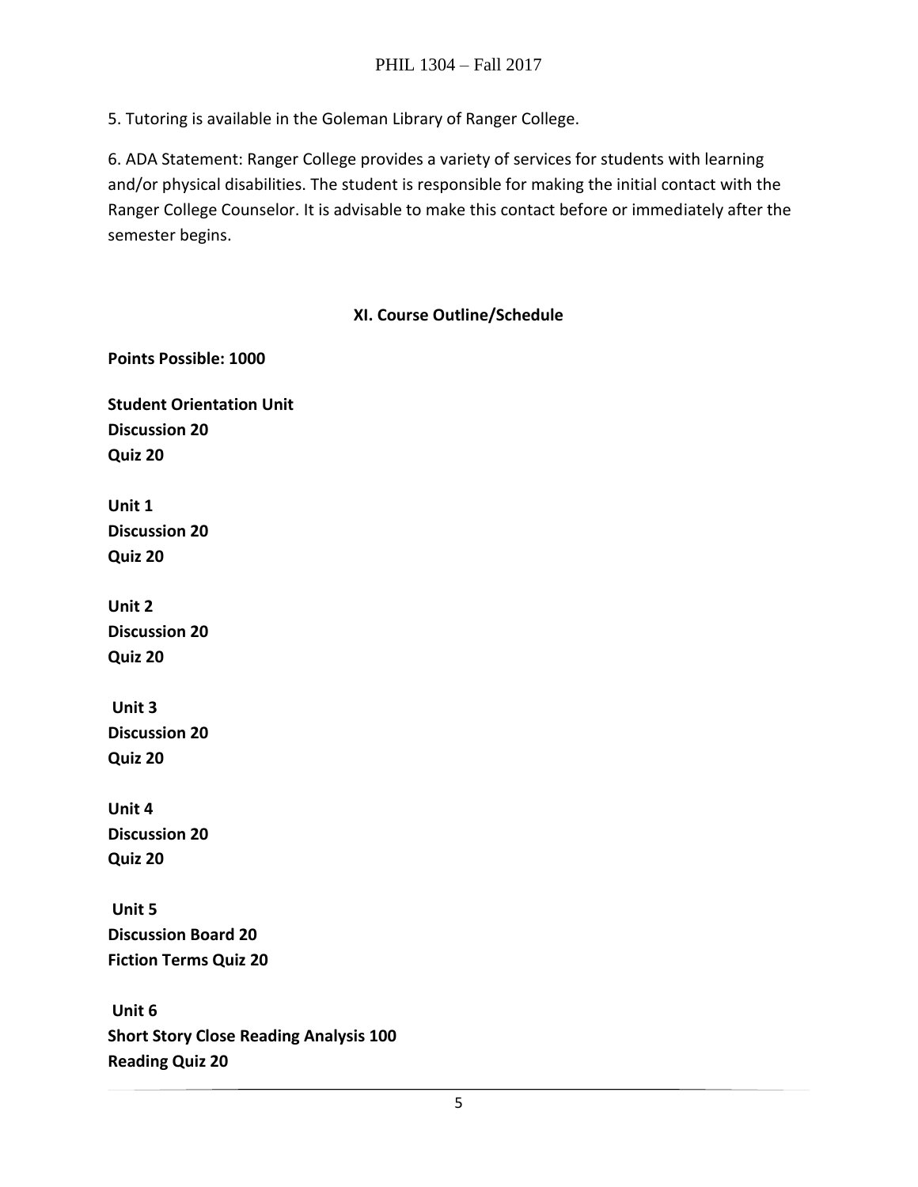5. Tutoring is available in the Goleman Library of Ranger College.

6. ADA Statement: Ranger College provides a variety of services for students with learning and/or physical disabilities. The student is responsible for making the initial contact with the Ranger College Counselor. It is advisable to make this contact before or immediately after the semester begins.

## XI. Course Outline/Schedule

**Points Possible: 1000**

**Student Orientation Unit**
**Discussion 20**
**Quiz 20**

**Unit 1**
**Discussion 20**
**Quiz 20**

**Unit 2**
**Discussion 20**
**Quiz 20**

**Unit 3**
**Discussion 20**
**Quiz 20**

**Unit 4**
**Discussion 20**
**Quiz 20**

**Unit 5**
**Discussion Board 20**
**Fiction Terms Quiz 20**

**Unit 6**
**Short Story Close Reading Analysis 100**
**Reading Quiz 20**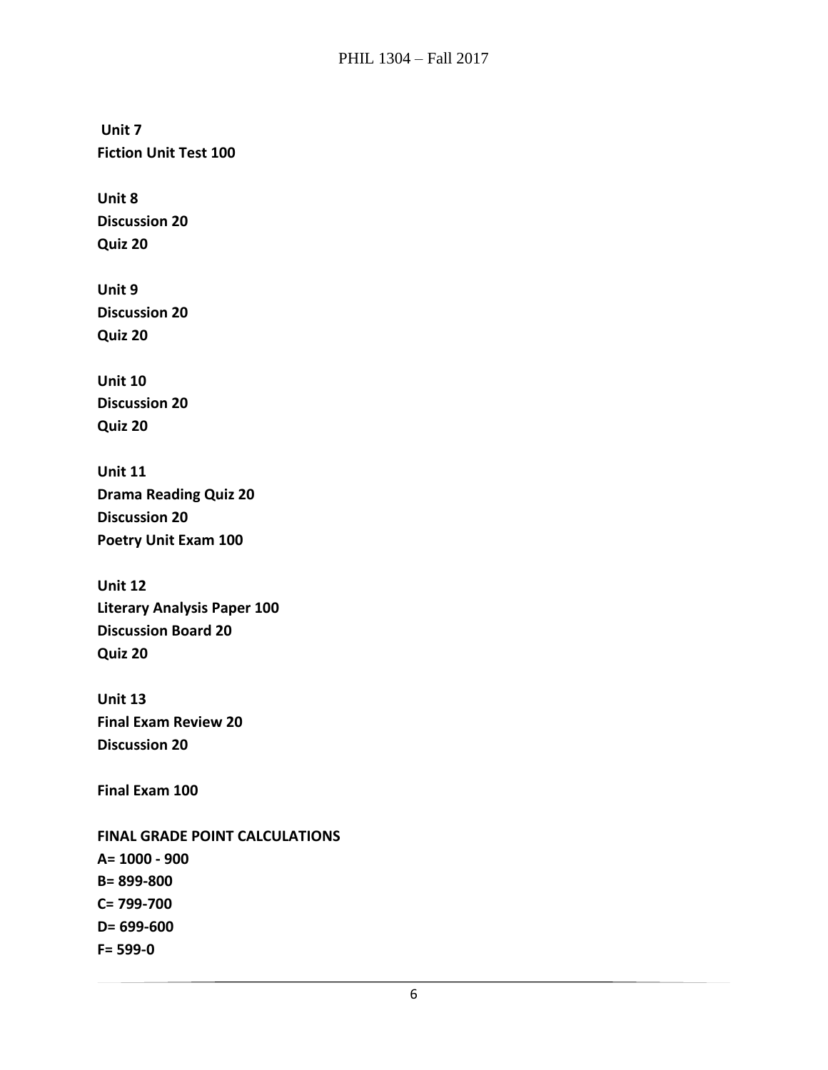**Unit 7**
**Fiction Unit Test 100**

**Unit 8**
**Discussion 20**
**Quiz 20**

**Unit 9**
**Discussion 20**
**Quiz 20**

**Unit 10**
**Discussion 20**
**Quiz 20**

**Unit 11**
**Drama Reading Quiz 20**
**Discussion 20**
**Poetry Unit Exam 100**

**Unit 12**
**Literary Analysis Paper 100**
**Discussion Board 20**
**Quiz 20**

**Unit 13**
**Final Exam Review 20**
**Discussion 20**

**Final Exam 100**

**FINAL GRADE POINT CALCULATIONS**
**A= 1000 - 900**
**B= 899-800**
**C= 799-700**
**D= 699-600**
**F= 599-0**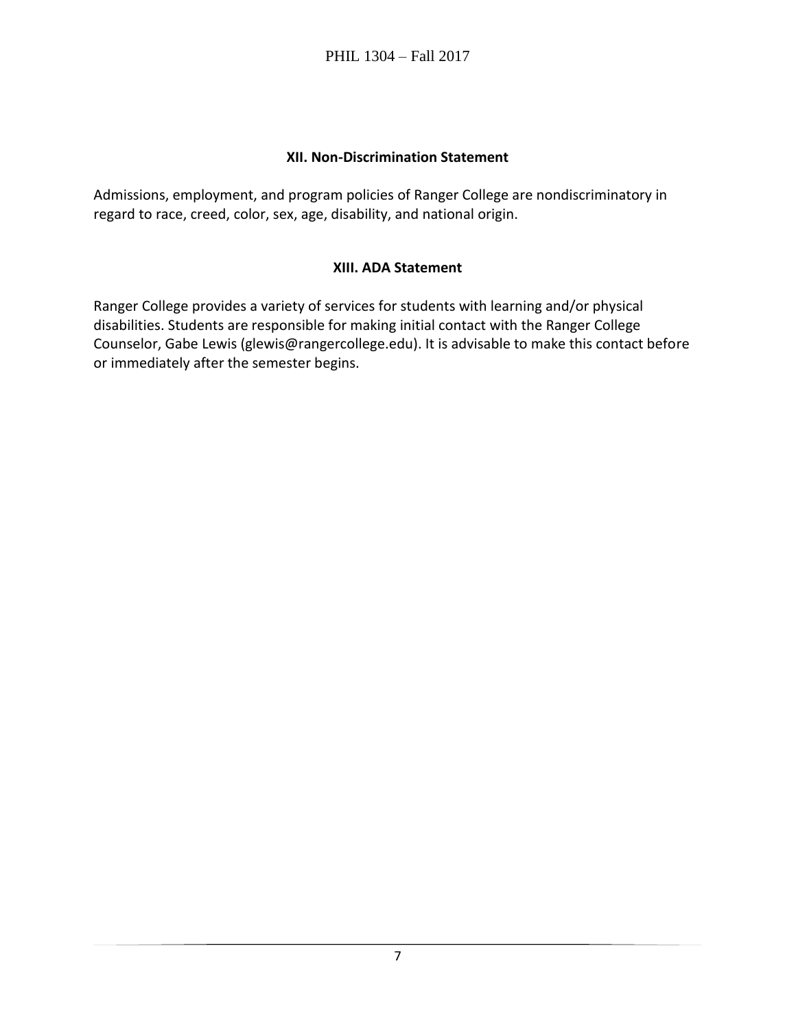### XII. Non-Discrimination Statement

Admissions, employment, and program policies of Ranger College are nondiscriminatory in regard to race, creed, color, sex, age, disability, and national origin.

### XIII. ADA Statement

Ranger College provides a variety of services for students with learning and/or physical disabilities. Students are responsible for making initial contact with the Ranger College Counselor, Gabe Lewis (glewis@rangercollege.edu). It is advisable to make this contact before or immediately after the semester begins.